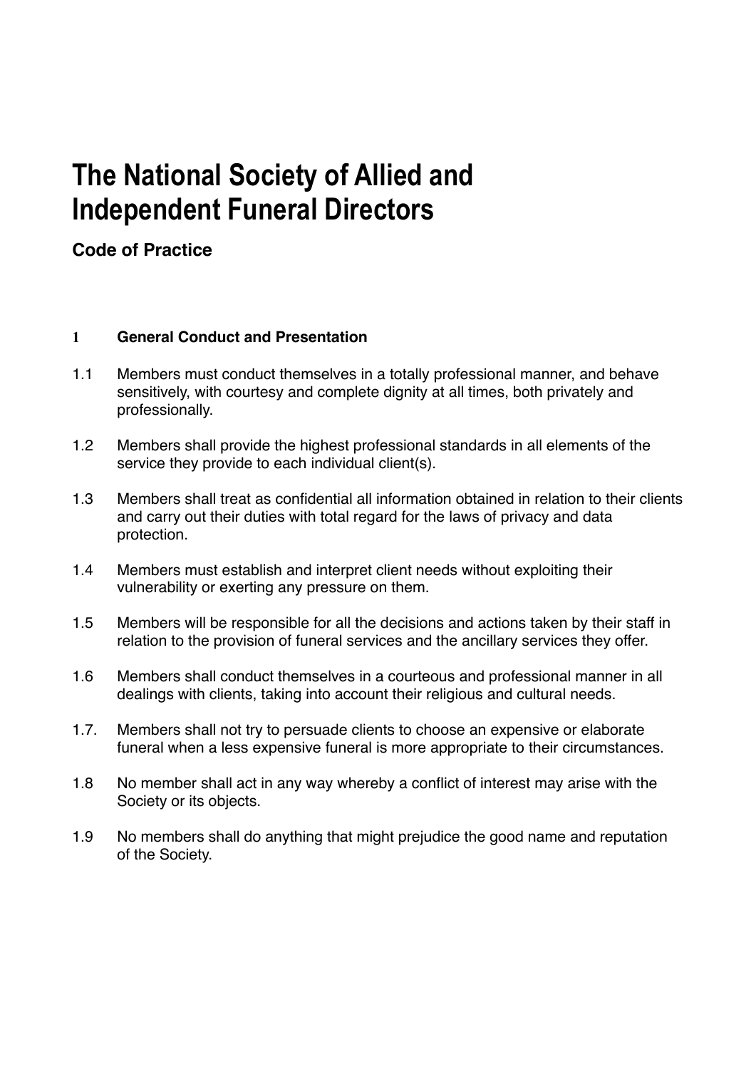# The National Society of Allied and Independent Funeral Directors

## Code of Practice

### 1 General Conduct and Presentation

1.1 Members must conduct themselves in a totally professional manner, and behave sensitively, with courtesy and complete dignity at all times, both privately and professionally.

1.2 Members shall provide the highest professional standards in all elements of the service they provide to each individual client(s).

1.3 Members shall treat as confidential all information obtained in relation to their clients and carry out their duties with total regard for the laws of privacy and data protection.

1.4 Members must establish and interpret client needs without exploiting their vulnerability or exerting any pressure on them.

1.5 Members will be responsible for all the decisions and actions taken by their staff in relation to the provision of funeral services and the ancillary services they offer.

1.6 Members shall conduct themselves in a courteous and professional manner in all dealings with clients, taking into account their religious and cultural needs.

1.7. Members shall not try to persuade clients to choose an expensive or elaborate funeral when a less expensive funeral is more appropriate to their circumstances.

1.8 No member shall act in any way whereby a conflict of interest may arise with the Society or its objects.

1.9 No members shall do anything that might prejudice the good name and reputation of the Society.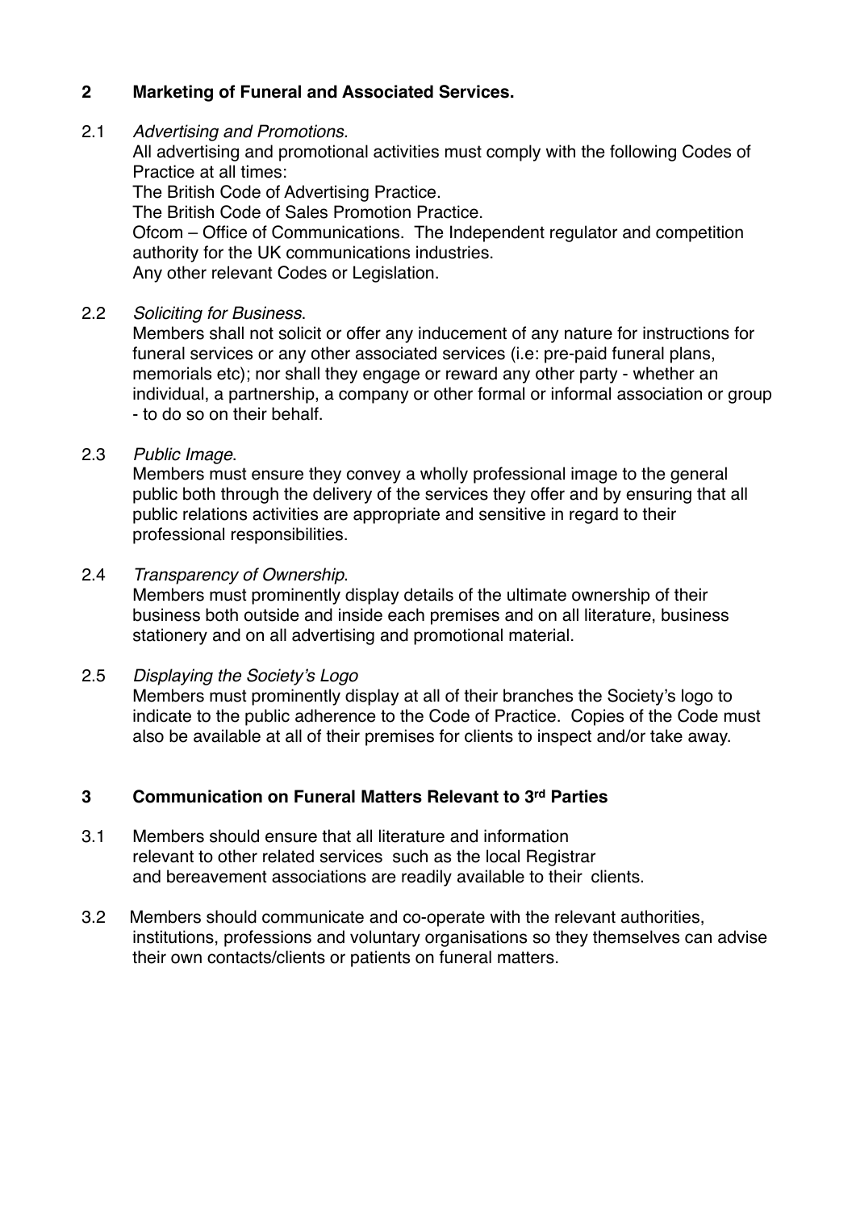## 2 Marketing of Funeral and Associated Services.

2.1 *Advertising and Promotions.*

All advertising and promotional activities must comply with the following Codes of Practice at all times:

The British Code of Advertising Practice.

The British Code of Sales Promotion Practice.

Ofcom – Office of Communications. The Independent regulator and competition authority for the UK communications industries.

Any other relevant Codes or Legislation.

2.2 *Soliciting for Business*.

Members shall not solicit or offer any inducement of any nature for instructions for funeral services or any other associated services (i.e: pre-paid funeral plans, memorials etc); nor shall they engage or reward any other party - whether an individual, a partnership, a company or other formal or informal association or group - to do so on their behalf.

2.3 *Public Image*.

Members must ensure they convey a wholly professional image to the general public both through the delivery of the services they offer and by ensuring that all public relations activities are appropriate and sensitive in regard to their professional responsibilities.

2.4 *Transparency of Ownership*.

Members must prominently display details of the ultimate ownership of their business both outside and inside each premises and on all literature, business stationery and on all advertising and promotional material.

2.5 *Displaying the Society's Logo*

Members must prominently display at all of their branches the Society's logo to indicate to the public adherence to the Code of Practice. Copies of the Code must also be available at all of their premises for clients to inspect and/or take away.

## 3 Communication on Funeral Matters Relevant to 3rd Parties

3.1 Members should ensure that all literature and information relevant to other related services such as the local Registrar and bereavement associations are readily available to their clients.

3.2 Members should communicate and co-operate with the relevant authorities, institutions, professions and voluntary organisations so they themselves can advise their own contacts/clients or patients on funeral matters.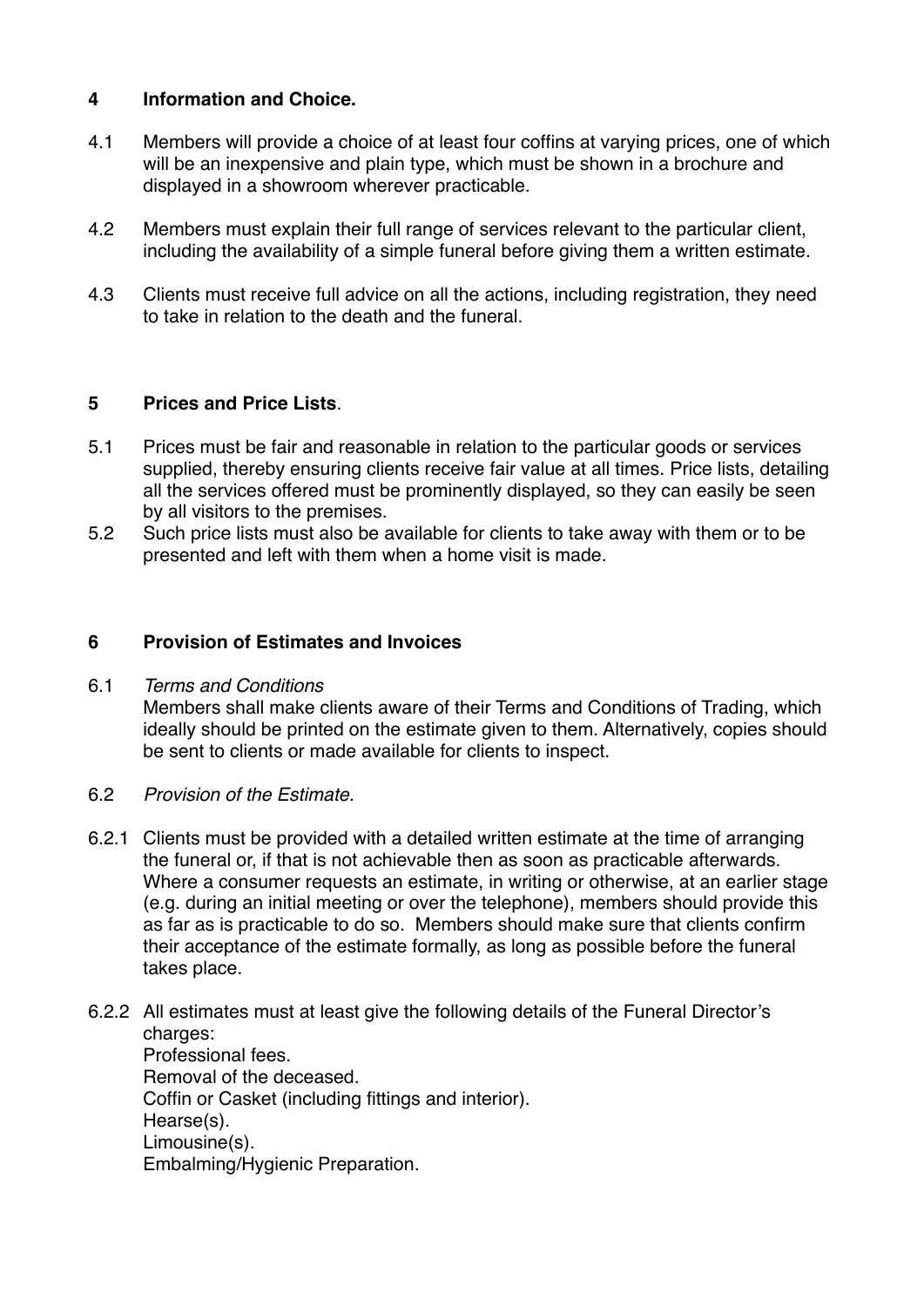## 4 Information and Choice.

4.1 Members will provide a choice of at least four coffins at varying prices, one of which will be an inexpensive and plain type, which must be shown in a brochure and displayed in a showroom wherever practicable.

4.2 Members must explain their full range of services relevant to the particular client, including the availability of a simple funeral before giving them a written estimate.

4.3 Clients must receive full advice on all the actions, including registration, they need to take in relation to the death and the funeral.

## 5 Prices and Price Lists.

5.1 Prices must be fair and reasonable in relation to the particular goods or services supplied, thereby ensuring clients receive fair value at all times. Price lists, detailing all the services offered must be prominently displayed, so they can easily be seen by all visitors to the premises.

5.2 Such price lists must also be available for clients to take away with them or to be presented and left with them when a home visit is made.

## 6 Provision of Estimates and Invoices

6.1 *Terms and Conditions*

Members shall make clients aware of their Terms and Conditions of Trading, which ideally should be printed on the estimate given to them. Alternatively, copies should be sent to clients or made available for clients to inspect.

6.2 *Provision of the Estimate.*

6.2.1 Clients must be provided with a detailed written estimate at the time of arranging the funeral or, if that is not achievable then as soon as practicable afterwards. Where a consumer requests an estimate, in writing or otherwise, at an earlier stage (e.g. during an initial meeting or over the telephone), members should provide this as far as is practicable to do so. Members should make sure that clients confirm their acceptance of the estimate formally, as long as possible before the funeral takes place.

6.2.2 All estimates must at least give the following details of the Funeral Director's charges:

Professional fees.
Removal of the deceased.
Coffin or Casket (including fittings and interior).
Hearse(s).
Limousine(s).
Embalming/Hygienic Preparation.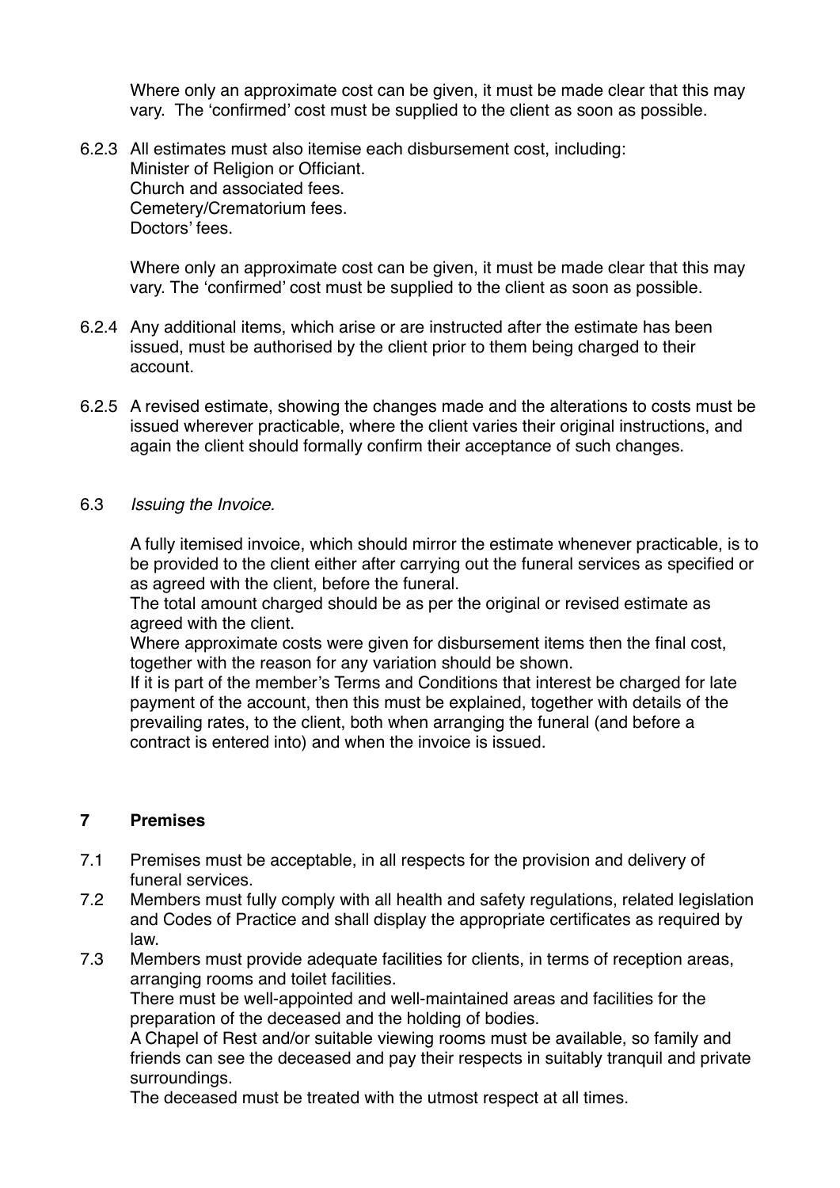Where only an approximate cost can be given, it must be made clear that this may vary. The 'confirmed' cost must be supplied to the client as soon as possible.

6.2.3 All estimates must also itemise each disbursement cost, including:
Minister of Religion or Officiant.
Church and associated fees.
Cemetery/Crematorium fees.
Doctors' fees.

Where only an approximate cost can be given, it must be made clear that this may vary. The 'confirmed' cost must be supplied to the client as soon as possible.

6.2.4 Any additional items, which arise or are instructed after the estimate has been issued, must be authorised by the client prior to them being charged to their account.

6.2.5 A revised estimate, showing the changes made and the alterations to costs must be issued wherever practicable, where the client varies their original instructions, and again the client should formally confirm their acceptance of such changes.

6.3 *Issuing the Invoice.*

A fully itemised invoice, which should mirror the estimate whenever practicable, is to be provided to the client either after carrying out the funeral services as specified or as agreed with the client, before the funeral.
The total amount charged should be as per the original or revised estimate as agreed with the client.
Where approximate costs were given for disbursement items then the final cost, together with the reason for any variation should be shown.
If it is part of the member's Terms and Conditions that interest be charged for late payment of the account, then this must be explained, together with details of the prevailing rates, to the client, both when arranging the funeral (and before a contract is entered into) and when the invoice is issued.

## 7 Premises

7.1 Premises must be acceptable, in all respects for the provision and delivery of funeral services.

7.2 Members must fully comply with all health and safety regulations, related legislation and Codes of Practice and shall display the appropriate certificates as required by law.

7.3 Members must provide adequate facilities for clients, in terms of reception areas, arranging rooms and toilet facilities.
There must be well-appointed and well-maintained areas and facilities for the preparation of the deceased and the holding of bodies.
A Chapel of Rest and/or suitable viewing rooms must be available, so family and friends can see the deceased and pay their respects in suitably tranquil and private surroundings.
The deceased must be treated with the utmost respect at all times.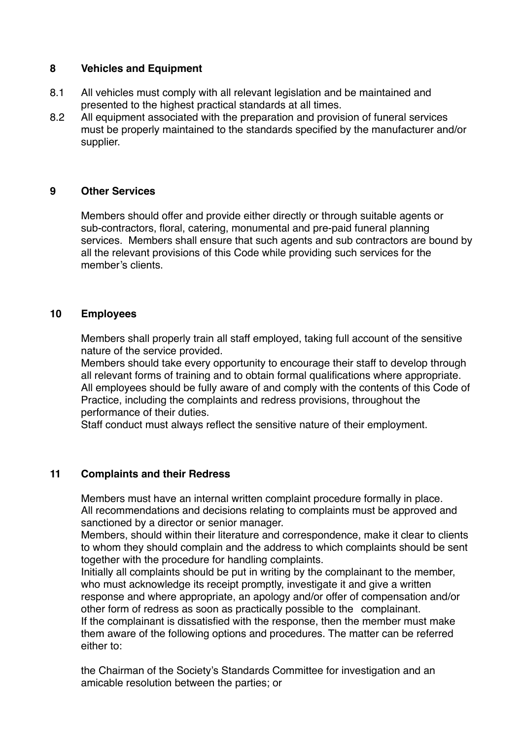## 8 Vehicles and Equipment

8.1 All vehicles must comply with all relevant legislation and be maintained and presented to the highest practical standards at all times.

8.2 All equipment associated with the preparation and provision of funeral services must be properly maintained to the standards specified by the manufacturer and/or supplier.

## 9 Other Services

Members should offer and provide either directly or through suitable agents or sub-contractors, floral, catering, monumental and pre-paid funeral planning services. Members shall ensure that such agents and sub contractors are bound by all the relevant provisions of this Code while providing such services for the member's clients.

## 10 Employees

Members shall properly train all staff employed, taking full account of the sensitive nature of the service provided.

Members should take every opportunity to encourage their staff to develop through all relevant forms of training and to obtain formal qualifications where appropriate.

All employees should be fully aware of and comply with the contents of this Code of Practice, including the complaints and redress provisions, throughout the performance of their duties.

Staff conduct must always reflect the sensitive nature of their employment.

## 11 Complaints and their Redress

Members must have an internal written complaint procedure formally in place.

All recommendations and decisions relating to complaints must be approved and sanctioned by a director or senior manager.

Members, should within their literature and correspondence, make it clear to clients to whom they should complain and the address to which complaints should be sent together with the procedure for handling complaints.

Initially all complaints should be put in writing by the complainant to the member, who must acknowledge its receipt promptly, investigate it and give a written response and where appropriate, an apology and/or offer of compensation and/or other form of redress as soon as practically possible to the complainant.

If the complainant is dissatisfied with the response, then the member must make them aware of the following options and procedures. The matter can be referred either to:

the Chairman of the Society's Standards Committee for investigation and an amicable resolution between the parties; or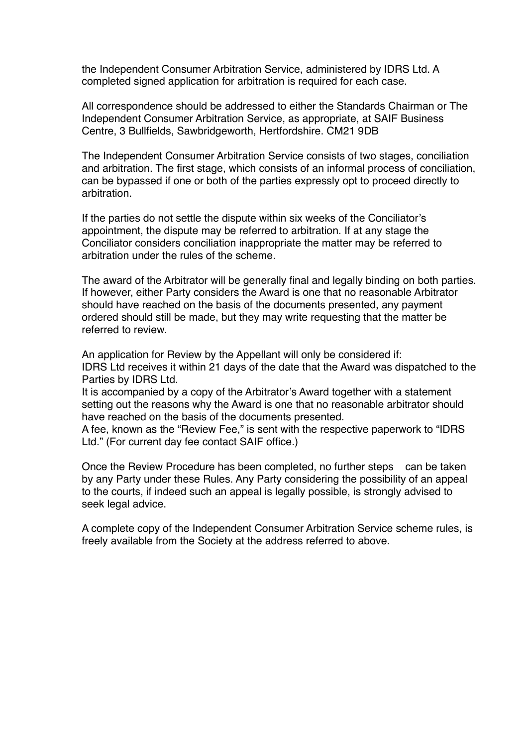the Independent Consumer Arbitration Service, administered by IDRS Ltd. A completed signed application for arbitration is required for each case.

All correspondence should be addressed to either the Standards Chairman or The Independent Consumer Arbitration Service, as appropriate, at SAIF Business Centre, 3 Bullfields, Sawbridgeworth, Hertfordshire. CM21 9DB

The Independent Consumer Arbitration Service consists of two stages, conciliation and arbitration. The first stage, which consists of an informal process of conciliation, can be bypassed if one or both of the parties expressly opt to proceed directly to arbitration.

If the parties do not settle the dispute within six weeks of the Conciliator's appointment, the dispute may be referred to arbitration. If at any stage the Conciliator considers conciliation inappropriate the matter may be referred to arbitration under the rules of the scheme.

The award of the Arbitrator will be generally final and legally binding on both parties. If however, either Party considers the Award is one that no reasonable Arbitrator should have reached on the basis of the documents presented, any payment ordered should still be made, but they may write requesting that the matter be referred to review.

An application for Review by the Appellant will only be considered if:
IDRS Ltd receives it within 21 days of the date that the Award was dispatched to the Parties by IDRS Ltd.
It is accompanied by a copy of the Arbitrator's Award together with a statement setting out the reasons why the Award is one that no reasonable arbitrator should have reached on the basis of the documents presented.
A fee, known as the "Review Fee," is sent with the respective paperwork to "IDRS Ltd." (For current day fee contact SAIF office.)

Once the Review Procedure has been completed, no further steps can be taken by any Party under these Rules. Any Party considering the possibility of an appeal to the courts, if indeed such an appeal is legally possible, is strongly advised to seek legal advice.

A complete copy of the Independent Consumer Arbitration Service scheme rules, is freely available from the Society at the address referred to above.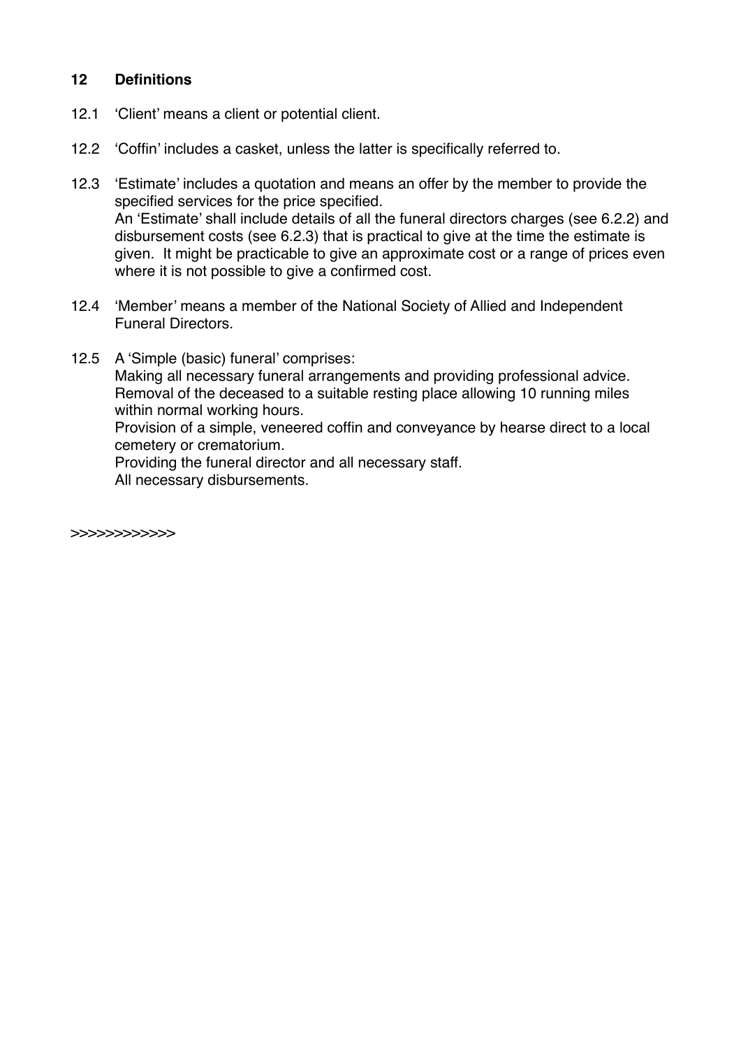## 12 Definitions

12.1 'Client' means a client or potential client.

12.2 'Coffin' includes a casket, unless the latter is specifically referred to.

12.3 'Estimate' includes a quotation and means an offer by the member to provide the specified services for the price specified.
An 'Estimate' shall include details of all the funeral directors charges (see 6.2.2) and disbursement costs (see 6.2.3) that is practical to give at the time the estimate is given. It might be practicable to give an approximate cost or a range of prices even where it is not possible to give a confirmed cost.

12.4 'Member' means a member of the National Society of Allied and Independent Funeral Directors.

12.5 A 'Simple (basic) funeral' comprises:
Making all necessary funeral arrangements and providing professional advice.
Removal of the deceased to a suitable resting place allowing 10 running miles within normal working hours.
Provision of a simple, veneered coffin and conveyance by hearse direct to a local cemetery or crematorium.
Providing the funeral director and all necessary staff.
All necessary disbursements.

>>>>>>>>>>>>